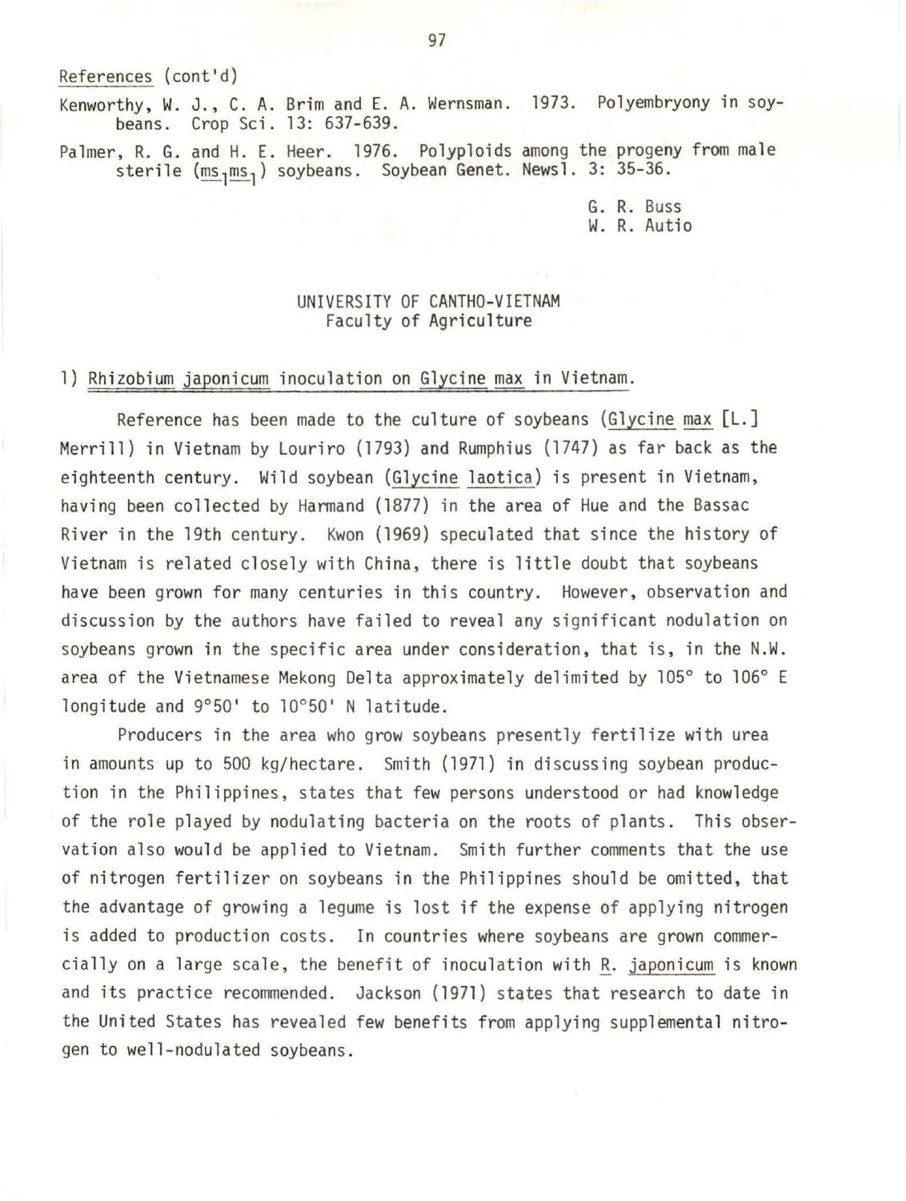References (cont'd)

Kenworthy, W. J., C. A. Brim and E. A. Wernsman. 1973. Polyembryony in soybeans. Crop Sci. 13: 637-639.

Palmer, R. G. and H. E. Heer. 1976. Polyploids among the progeny from male sterile ($ms_1ms_1$) soybeans. Soybean Genet. Newsl. 3: 35-36.

G. R. Buss
W. R. Autio

## UNIVERSITY OF CANTHO-VIETNAM
### Faculty of Agriculture

### 1) Rhizobium japonicum inoculation on Glycine max in Vietnam.

Reference has been made to the culture of soybeans (Glycine max [L.] Merrill) in Vietnam by Louriro (1793) and Rumphius (1747) as far back as the eighteenth century. Wild soybean (Glycine laotica) is present in Vietnam, having been collected by Harmand (1877) in the area of Hue and the Bassac River in the 19th century. Kwon (1969) speculated that since the history of Vietnam is related closely with China, there is little doubt that soybeans have been grown for many centuries in this country. However, observation and discussion by the authors have failed to reveal any significant nodulation on soybeans grown in the specific area under consideration, that is, in the N.W. area of the Vietnamese Mekong Delta approximately delimited by 105° to 106° E longitude and 9°50' to 10°50' N latitude.

Producers in the area who grow soybeans presently fertilize with urea in amounts up to 500 kg/hectare. Smith (1971) in discussing soybean production in the Philippines, states that few persons understood or had knowledge of the role played by nodulating bacteria on the roots of plants. This observation also would be applied to Vietnam. Smith further comments that the use of nitrogen fertilizer on soybeans in the Philippines should be omitted, that the advantage of growing a legume is lost if the expense of applying nitrogen is added to production costs. In countries where soybeans are grown commercially on a large scale, the benefit of inoculation with R. japonicum is known and its practice recommended. Jackson (1971) states that research to date in the United States has revealed few benefits from applying supplemental nitrogen to well-nodulated soybeans.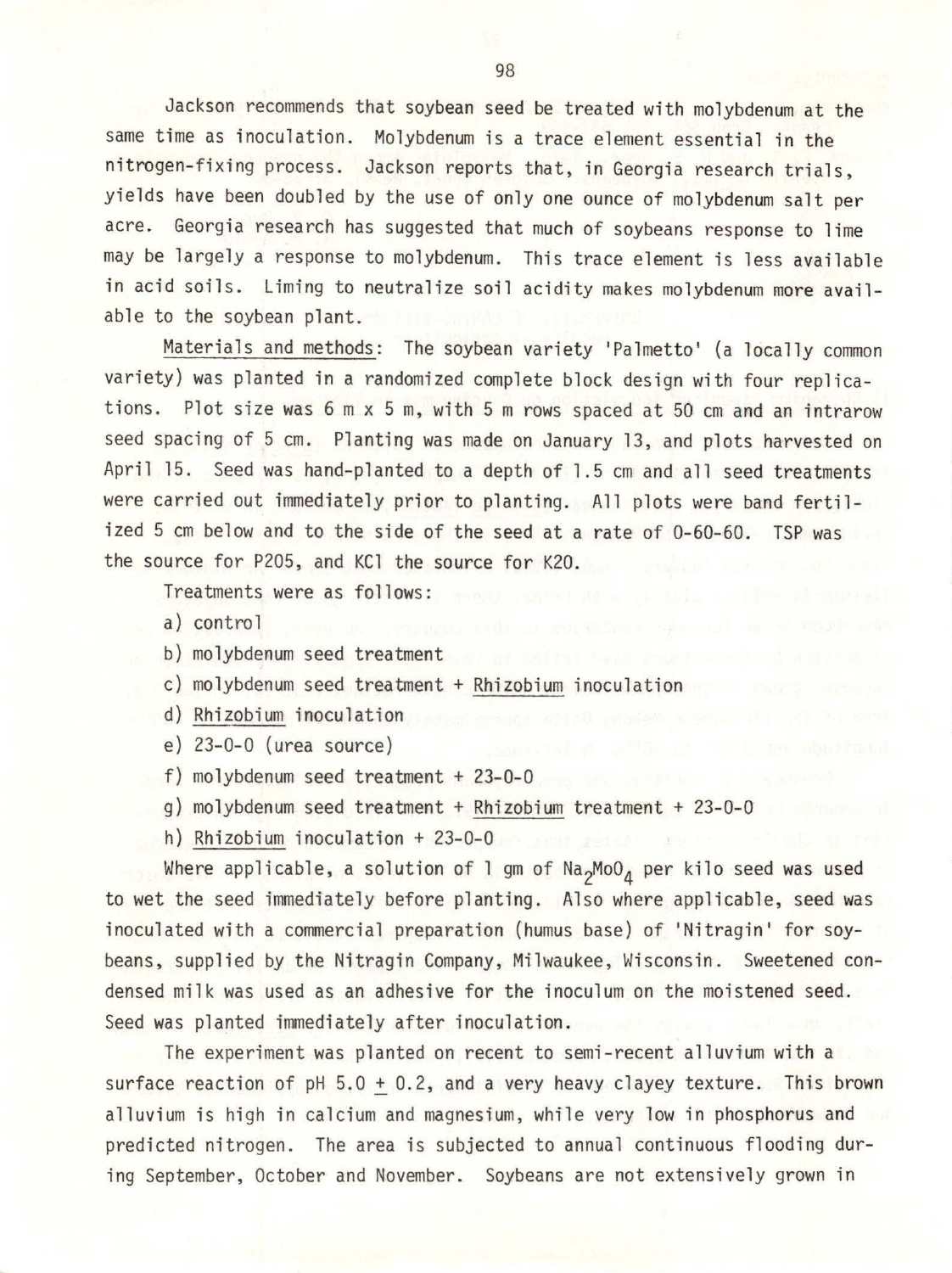Jackson recommends that soybean seed be treated with molybdenum at the same time as inoculation. Molybdenum is a trace element essential in the nitrogen-fixing process. Jackson reports that, in Georgia research trials, yields have been doubled by the use of only one ounce of molybdenum salt per acre. Georgia research has suggested that much of soybeans response to lime may be largely a response to molybdenum. This trace element is less available in acid soils. Liming to neutralize soil acidity makes molybdenum more available to the soybean plant.

Materials and methods: The soybean variety 'Palmetto' (a locally common variety) was planted in a randomized complete block design with four replications. Plot size was 6 m x 5 m, with 5 m rows spaced at 50 cm and an intrarow seed spacing of 5 cm. Planting was made on January 13, and plots harvested on April 15. Seed was hand-planted to a depth of 1.5 cm and all seed treatments were carried out immediately prior to planting. All plots were band fertilized 5 cm below and to the side of the seed at a rate of 0-60-60. TSP was the source for P2O5, and KCl the source for K2O.

Treatments were as follows:

a) control
b) molybdenum seed treatment
c) molybdenum seed treatment + Rhizobium inoculation
d) Rhizobium inoculation
e) 23-0-0 (urea source)
f) molybdenum seed treatment + 23-0-0
g) molybdenum seed treatment + Rhizobium treatment + 23-0-0
h) Rhizobium inoculation + 23-0-0

Where applicable, a solution of 1 gm of $Na_2MoO_4$ per kilo seed was used to wet the seed immediately before planting. Also where applicable, seed was inoculated with a commercial preparation (humus base) of 'Nitragin' for soybeans, supplied by the Nitragin Company, Milwaukee, Wisconsin. Sweetened condensed milk was used as an adhesive for the inoculum on the moistened seed. Seed was planted immediately after inoculation.

The experiment was planted on recent to semi-recent alluvium with a surface reaction of pH 5.0 ± 0.2, and a very heavy clayey texture. This brown alluvium is high in calcium and magnesium, while very low in phosphorus and predicted nitrogen. The area is subjected to annual continuous flooding during September, October and November. Soybeans are not extensively grown in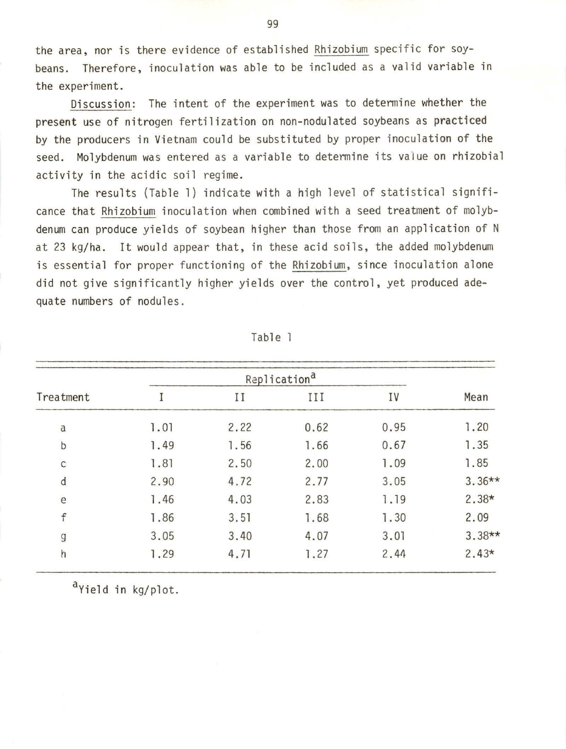the area, nor is there evidence of established *Rhizobium* specific for soybeans. Therefore, inoculation was able to be included as a valid variable in the experiment.

*Discussion*: The intent of the experiment was to determine whether the present use of nitrogen fertilization on non-nodulated soybeans as practiced by the producers in Vietnam could be substituted by proper inoculation of the seed. Molybdenum was entered as a variable to determine its value on rhizobial activity in the acidic soil regime.

The results (Table 1) indicate with a high level of statistical significance that *Rhizobium* inoculation when combined with a seed treatment of molybdenum can produce yields of soybean higher than those from an application of N at 23 kg/ha. It would appear that, in these acid soils, the added molybdenum is essential for proper functioning of the *Rhizobium*, since inoculation alone did not give significantly higher yields over the control, yet produced adequate numbers of nodules.

Table 1

| Treatment | Replication[a] | | | | Mean |
|---|---|---|---|---|---|
| | I | II | III | IV | |
| a | 1.01 | 2.22 | 0.62 | 0.95 | 1.20 |
| b | 1.49 | 1.56 | 1.66 | 0.67 | 1.35 |
| c | 1.81 | 2.50 | 2.00 | 1.09 | 1.85 |
| d | 2.90 | 4.72 | 2.77 | 3.05 | 3.36** |
| e | 1.46 | 4.03 | 2.83 | 1.19 | 2.38* |
| f | 1.86 | 3.51 | 1.68 | 1.30 | 2.09 |
| g | 3.05 | 3.40 | 4.07 | 3.01 | 3.38** |
| h | 1.29 | 4.71 | 1.27 | 2.44 | 2.43* |

[a]Yield in kg/plot.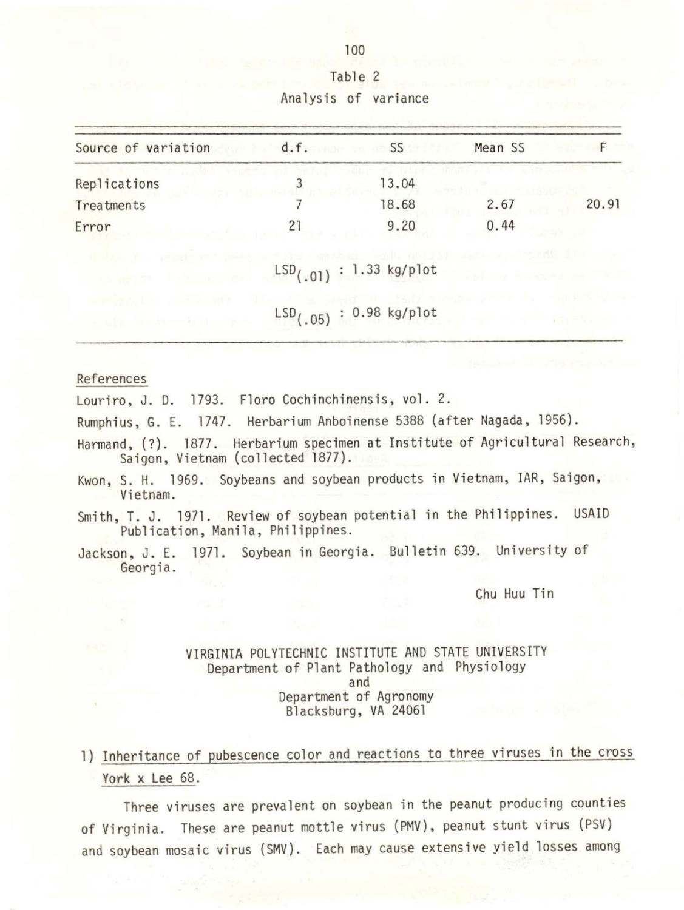Table 2
Analysis of variance

| Source of variation | d.f. | SS | Mean SS | F |
|---|---|---|---|---|
| Replications | 3 | 13.04 | | |
| Treatments | 7 | 18.68 | 2.67 | 20.91 |
| Error | 21 | 9.20 | 0.44 | |

$LSD_{(.01)}$ : 1.33 kg/plot

$LSD_{(.05)}$ : 0.98 kg/plot

References

Louriro, J. D. 1793. Floro Cochinchinensis, vol. 2.

Rumphius, G. E. 1747. Herbarium Anboinense 5388 (after Nagada, 1956).

Harmand, (?). 1877. Herbarium specimen at Institute of Agricultural Research, Saigon, Vietnam (collected 1877).

Kwon, S. H. 1969. Soybeans and soybean products in Vietnam, IAR, Saigon, Vietnam.

Smith, T. J. 1971. Review of soybean potential in the Philippines. USAID Publication, Manila, Philippines.

Jackson, J. E. 1971. Soybean in Georgia. Bulletin 639. University of Georgia.

Chu Huu Tin

VIRGINIA POLYTECHNIC INSTITUTE AND STATE UNIVERSITY
Department of Plant Pathology and Physiology
and
Department of Agronomy
Blacksburg, VA 24061

1) Inheritance of pubescence color and reactions to three viruses in the cross York x Lee 68.

Three viruses are prevalent on soybean in the peanut producing counties of Virginia. These are peanut mottle virus (PMV), peanut stunt virus (PSV) and soybean mosaic virus (SMV). Each may cause extensive yield losses among